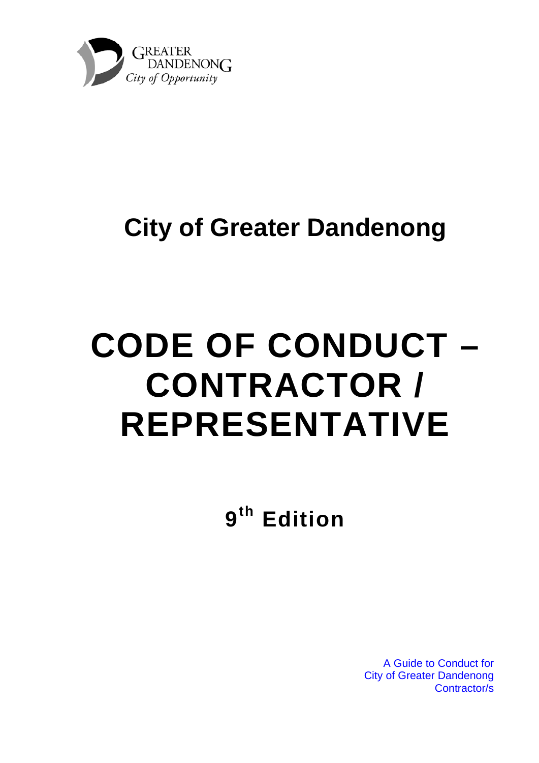GREATER DANDENONG
*City of Opportunity*

## City of Greater Dandenong

# CODE OF CONDUCT – CONTRACTOR / REPRESENTATIVE

**9th Edition**

A Guide to Conduct for
City of Greater Dandenong
Contractor/s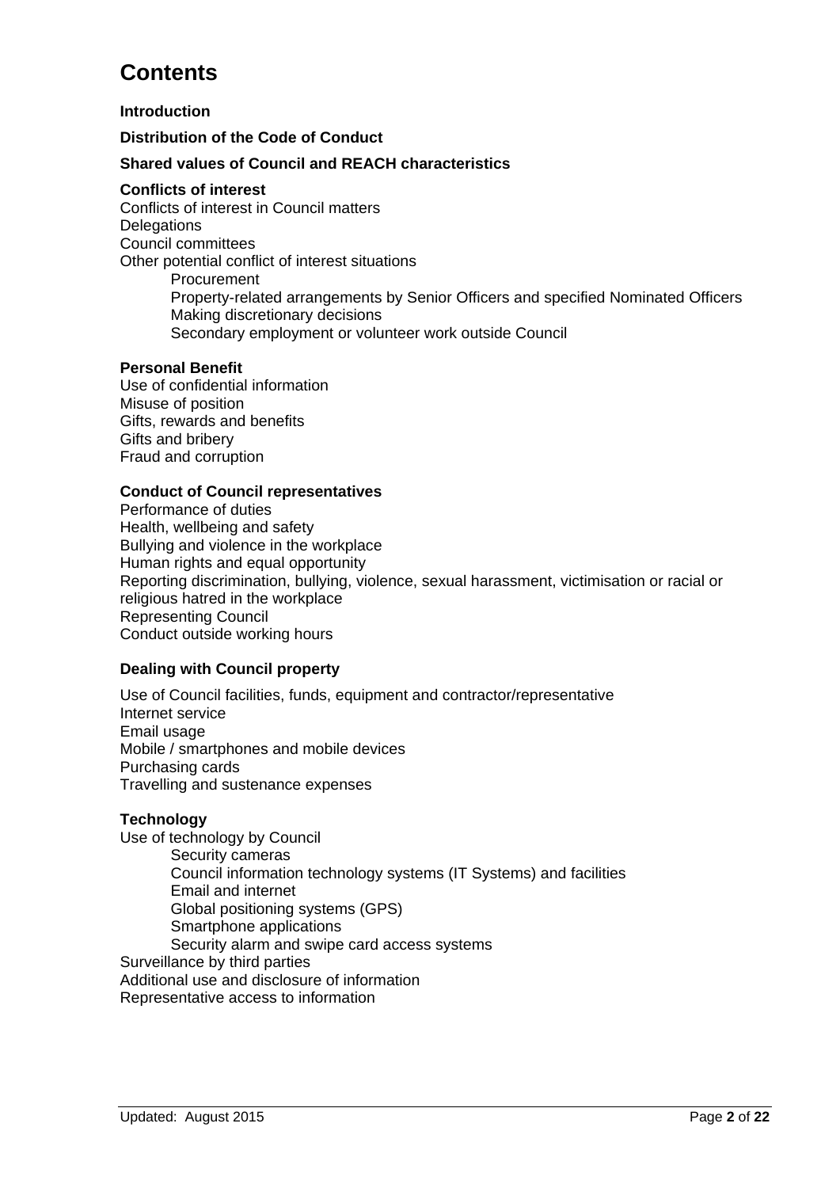# Contents

**Introduction**

**Distribution of the Code of Conduct**

**Shared values of Council and REACH characteristics**

**Conflicts of interest**

Conflicts of interest in Council matters
Delegations
Council committees
Other potential conflict of interest situations

- Procurement
- Property-related arrangements by Senior Officers and specified Nominated Officers
- Making discretionary decisions
- Secondary employment or volunteer work outside Council

**Personal Benefit**

Use of confidential information
Misuse of position
Gifts, rewards and benefits
Gifts and bribery
Fraud and corruption

**Conduct of Council representatives**

Performance of duties
Health, wellbeing and safety
Bullying and violence in the workplace
Human rights and equal opportunity
Reporting discrimination, bullying, violence, sexual harassment, victimisation or racial or religious hatred in the workplace
Representing Council
Conduct outside working hours

**Dealing with Council property**

Use of Council facilities, funds, equipment and contractor/representative
Internet service
Email usage
Mobile / smartphones and mobile devices
Purchasing cards
Travelling and sustenance expenses

**Technology**

Use of technology by Council

- Security cameras
- Council information technology systems (IT Systems) and facilities
- Email and internet
- Global positioning systems (GPS)
- Smartphone applications
- Security alarm and swipe card access systems

Surveillance by third parties
Additional use and disclosure of information
Representative access to information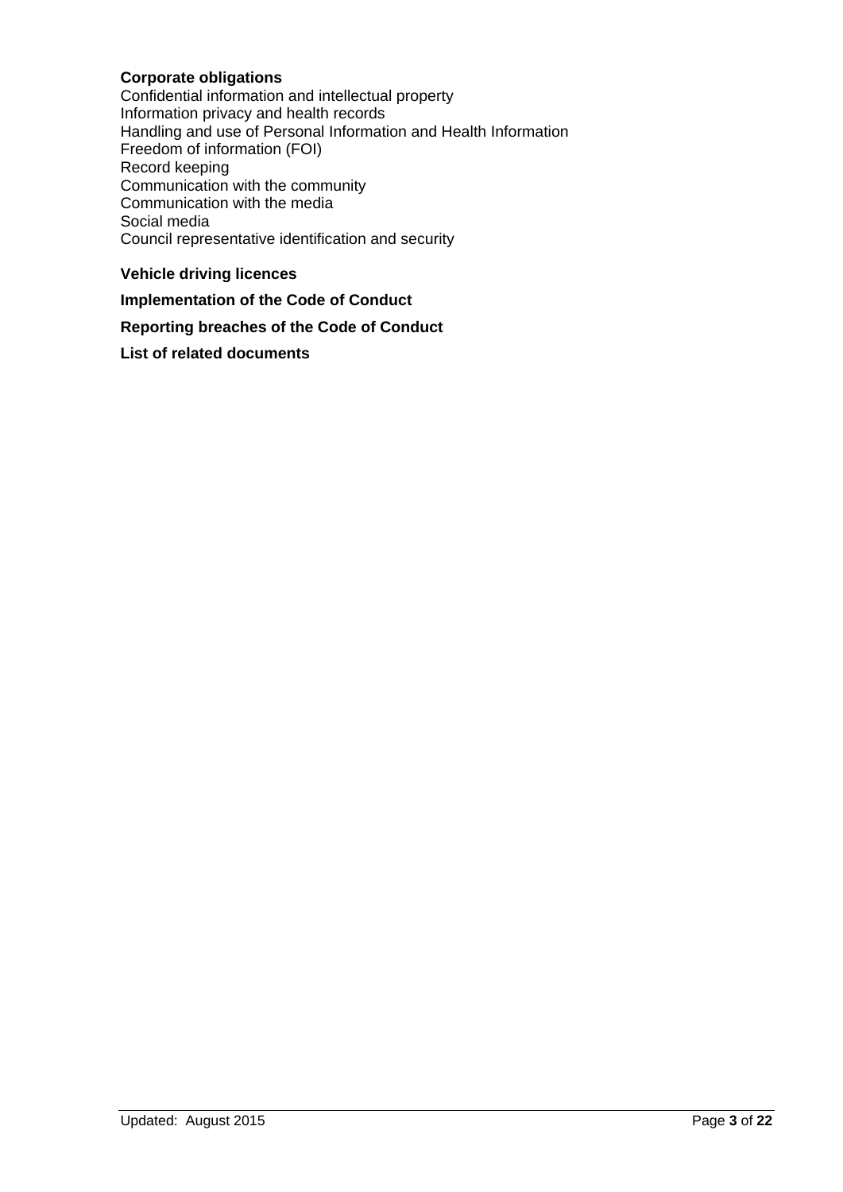**Corporate obligations**
Confidential information and intellectual property
Information privacy and health records
Handling and use of Personal Information and Health Information
Freedom of information (FOI)
Record keeping
Communication with the community
Communication with the media
Social media
Council representative identification and security

**Vehicle driving licences**

**Implementation of the Code of Conduct**

**Reporting breaches of the Code of Conduct**

**List of related documents**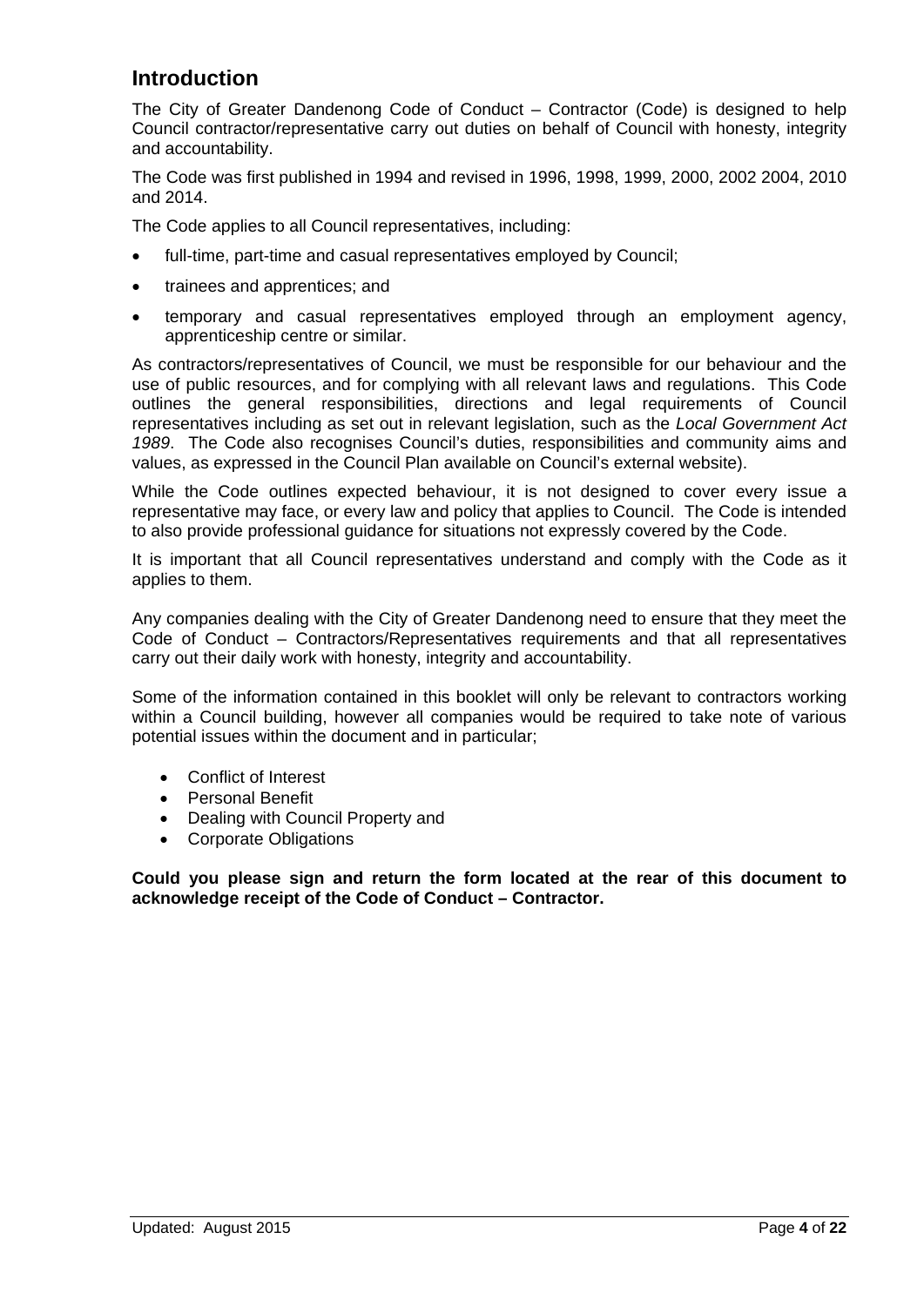## Introduction

The City of Greater Dandenong Code of Conduct – Contractor (Code) is designed to help Council contractor/representative carry out duties on behalf of Council with honesty, integrity and accountability.

The Code was first published in 1994 and revised in 1996, 1998, 1999, 2000, 2002 2004, 2010 and 2014.

The Code applies to all Council representatives, including:

- full-time, part-time and casual representatives employed by Council;
- trainees and apprentices; and
- temporary and casual representatives employed through an employment agency, apprenticeship centre or similar.

As contractors/representatives of Council, we must be responsible for our behaviour and the use of public resources, and for complying with all relevant laws and regulations. This Code outlines the general responsibilities, directions and legal requirements of Council representatives including as set out in relevant legislation, such as the *Local Government Act 1989*. The Code also recognises Council's duties, responsibilities and community aims and values, as expressed in the Council Plan available on Council's external website).

While the Code outlines expected behaviour, it is not designed to cover every issue a representative may face, or every law and policy that applies to Council. The Code is intended to also provide professional guidance for situations not expressly covered by the Code.

It is important that all Council representatives understand and comply with the Code as it applies to them.

Any companies dealing with the City of Greater Dandenong need to ensure that they meet the Code of Conduct – Contractors/Representatives requirements and that all representatives carry out their daily work with honesty, integrity and accountability.

Some of the information contained in this booklet will only be relevant to contractors working within a Council building, however all companies would be required to take note of various potential issues within the document and in particular;

- Conflict of Interest
- Personal Benefit
- Dealing with Council Property and
- Corporate Obligations

**Could you please sign and return the form located at the rear of this document to acknowledge receipt of the Code of Conduct – Contractor.**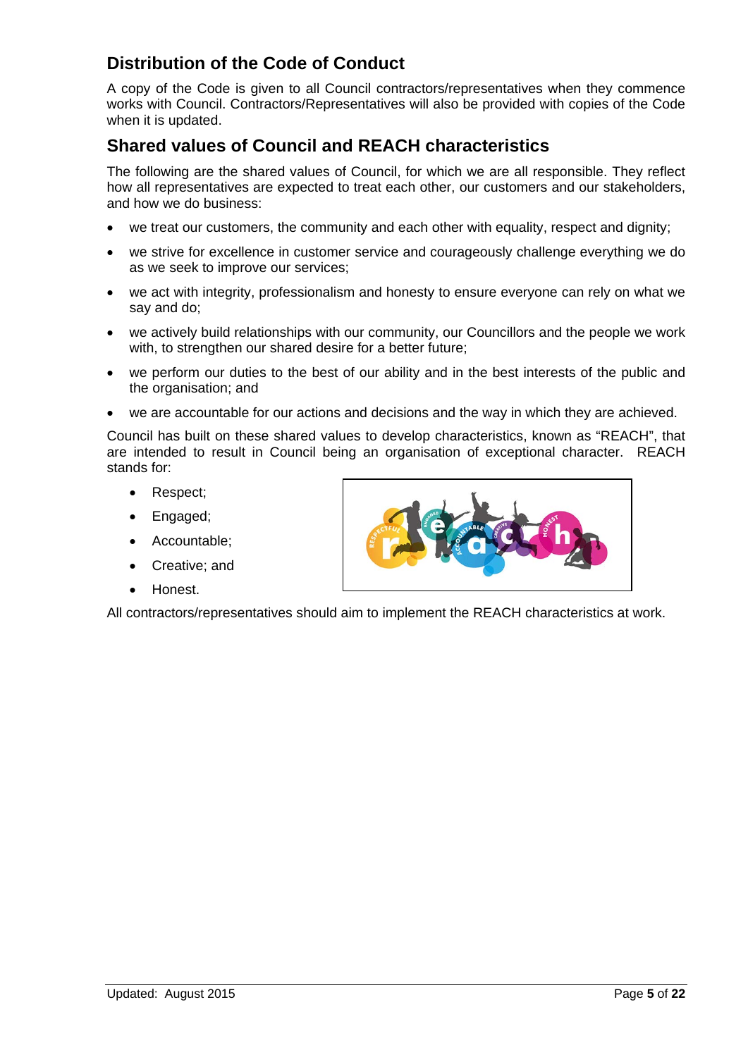## Distribution of the Code of Conduct

A copy of the Code is given to all Council contractors/representatives when they commence works with Council. Contractors/Representatives will also be provided with copies of the Code when it is updated.

## Shared values of Council and REACH characteristics

The following are the shared values of Council, for which we are all responsible. They reflect how all representatives are expected to treat each other, our customers and our stakeholders, and how we do business:

- we treat our customers, the community and each other with equality, respect and dignity;
- we strive for excellence in customer service and courageously challenge everything we do as we seek to improve our services;
- we act with integrity, professionalism and honesty to ensure everyone can rely on what we say and do;
- we actively build relationships with our community, our Councillors and the people we work with, to strengthen our shared desire for a better future;
- we perform our duties to the best of our ability and in the best interests of the public and the organisation; and
- we are accountable for our actions and decisions and the way in which they are achieved.

Council has built on these shared values to develop characteristics, known as "REACH", that are intended to result in Council being an organisation of exceptional character. REACH stands for:

- Respect;
- Engaged;
- Accountable;
- Creative; and
- Honest.

All contractors/representatives should aim to implement the REACH characteristics at work.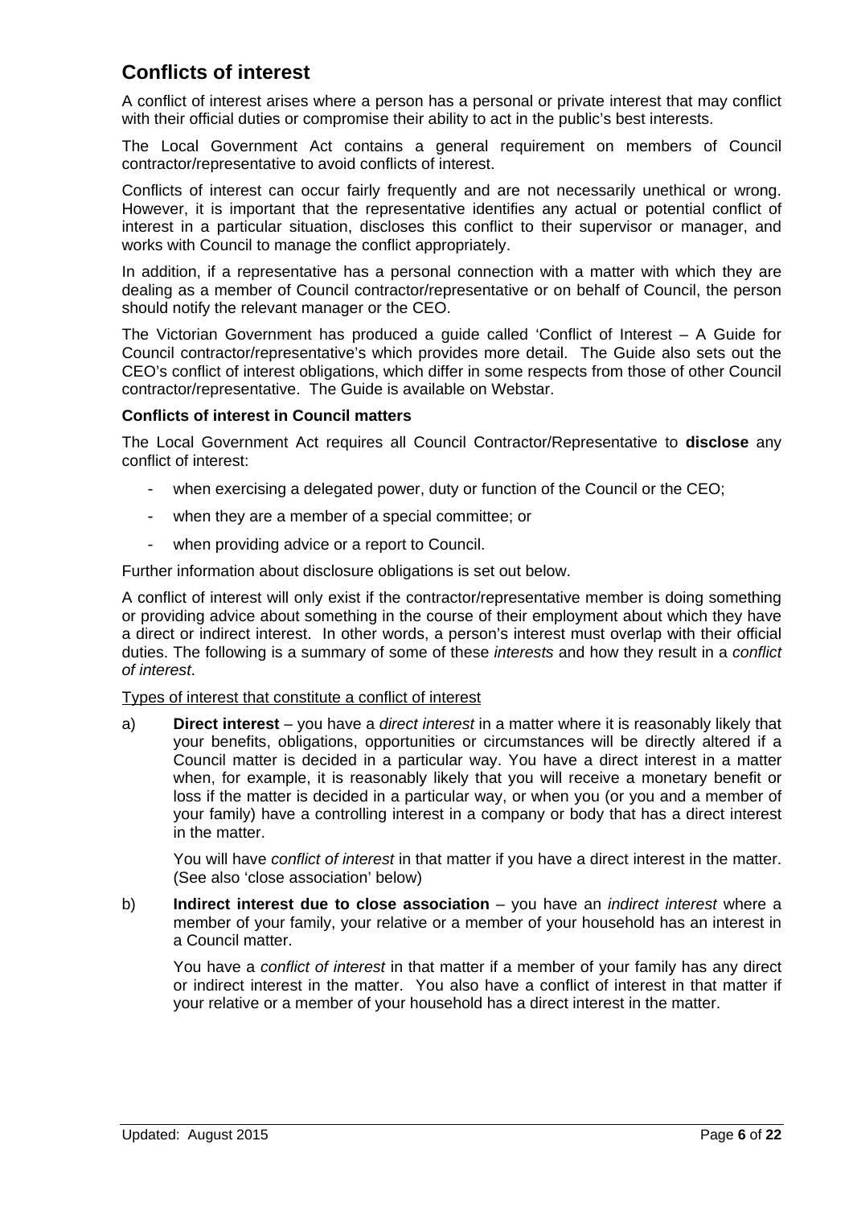## Conflicts of interest

A conflict of interest arises where a person has a personal or private interest that may conflict with their official duties or compromise their ability to act in the public's best interests.

The Local Government Act contains a general requirement on members of Council contractor/representative to avoid conflicts of interest.

Conflicts of interest can occur fairly frequently and are not necessarily unethical or wrong. However, it is important that the representative identifies any actual or potential conflict of interest in a particular situation, discloses this conflict to their supervisor or manager, and works with Council to manage the conflict appropriately.

In addition, if a representative has a personal connection with a matter with which they are dealing as a member of Council contractor/representative or on behalf of Council, the person should notify the relevant manager or the CEO.

The Victorian Government has produced a guide called 'Conflict of Interest – A Guide for Council contractor/representative's which provides more detail. The Guide also sets out the CEO's conflict of interest obligations, which differ in some respects from those of other Council contractor/representative. The Guide is available on Webstar.

### Conflicts of interest in Council matters

The Local Government Act requires all Council Contractor/Representative to **disclose** any conflict of interest:

- when exercising a delegated power, duty or function of the Council or the CEO;
- when they are a member of a special committee; or
- when providing advice or a report to Council.

Further information about disclosure obligations is set out below.

A conflict of interest will only exist if the contractor/representative member is doing something or providing advice about something in the course of their employment about which they have a direct or indirect interest. In other words, a person's interest must overlap with their official duties. The following is a summary of some of these *interests* and how they result in a *conflict of interest*.

Types of interest that constitute a conflict of interest

a) **Direct interest** – you have a *direct interest* in a matter where it is reasonably likely that your benefits, obligations, opportunities or circumstances will be directly altered if a Council matter is decided in a particular way. You have a direct interest in a matter when, for example, it is reasonably likely that you will receive a monetary benefit or loss if the matter is decided in a particular way, or when you (or you and a member of your family) have a controlling interest in a company or body that has a direct interest in the matter.

   You will have *conflict of interest* in that matter if you have a direct interest in the matter. (See also 'close association' below)

b) **Indirect interest due to close association** – you have an *indirect interest* where a member of your family, your relative or a member of your household has an interest in a Council matter.

   You have a *conflict of interest* in that matter if a member of your family has any direct or indirect interest in the matter. You also have a conflict of interest in that matter if your relative or a member of your household has a direct interest in the matter.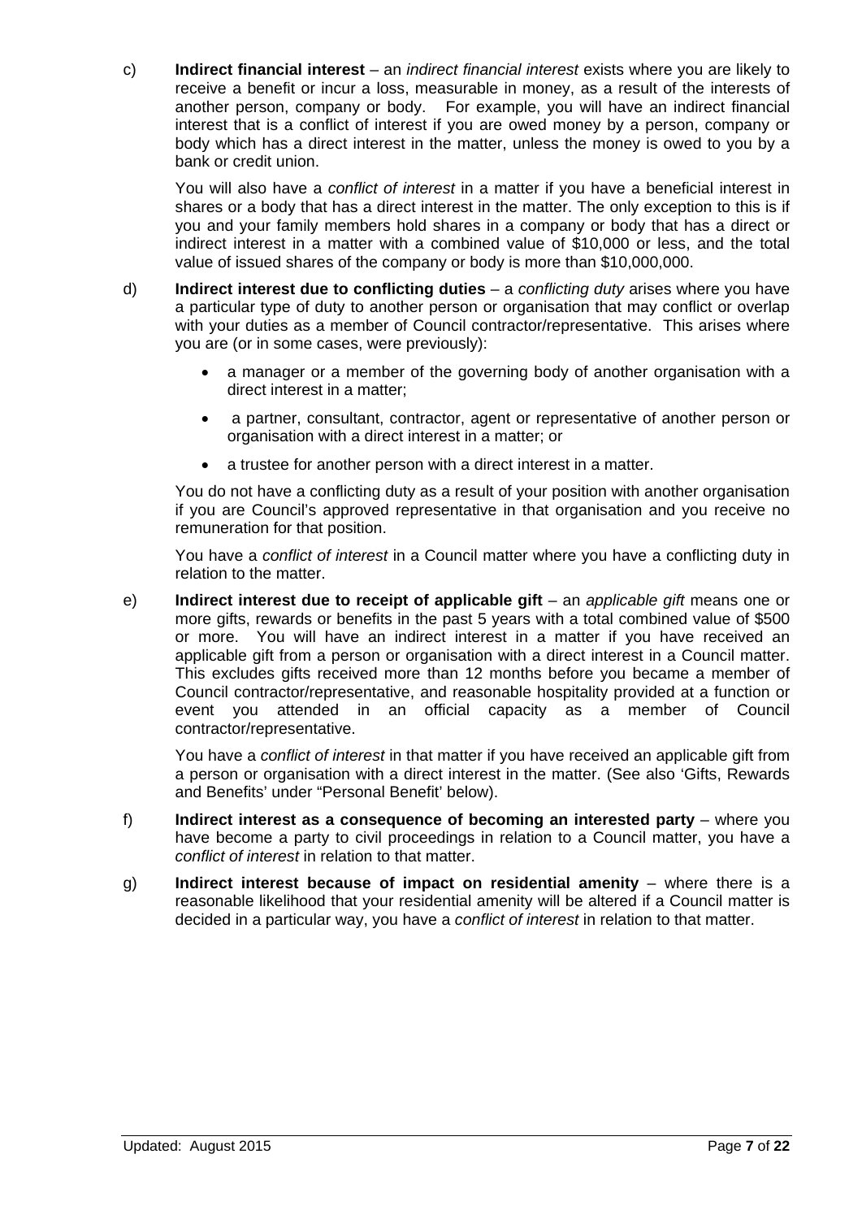c) **Indirect financial interest** – an *indirect financial interest* exists where you are likely to receive a benefit or incur a loss, measurable in money, as a result of the interests of another person, company or body. For example, you will have an indirect financial interest that is a conflict of interest if you are owed money by a person, company or body which has a direct interest in the matter, unless the money is owed to you by a bank or credit union.

   You will also have a *conflict of interest* in a matter if you have a beneficial interest in shares or a body that has a direct interest in the matter. The only exception to this is if you and your family members hold shares in a company or body that has a direct or indirect interest in a matter with a combined value of $10,000 or less, and the total value of issued shares of the company or body is more than $10,000,000.

d) **Indirect interest due to conflicting duties** – a *conflicting duty* arises where you have a particular type of duty to another person or organisation that may conflict or overlap with your duties as a member of Council contractor/representative. This arises where you are (or in some cases, were previously):

   - a manager or a member of the governing body of another organisation with a direct interest in a matter;
   - a partner, consultant, contractor, agent or representative of another person or organisation with a direct interest in a matter; or
   - a trustee for another person with a direct interest in a matter.

   You do not have a conflicting duty as a result of your position with another organisation if you are Council's approved representative in that organisation and you receive no remuneration for that position.

   You have a *conflict of interest* in a Council matter where you have a conflicting duty in relation to the matter.

e) **Indirect interest due to receipt of applicable gift** – an *applicable gift* means one or more gifts, rewards or benefits in the past 5 years with a total combined value of $500 or more. You will have an indirect interest in a matter if you have received an applicable gift from a person or organisation with a direct interest in a Council matter. This excludes gifts received more than 12 months before you became a member of Council contractor/representative, and reasonable hospitality provided at a function or event you attended in an official capacity as a member of Council contractor/representative.

   You have a *conflict of interest* in that matter if you have received an applicable gift from a person or organisation with a direct interest in the matter. (See also 'Gifts, Rewards and Benefits' under "Personal Benefit" below).

f) **Indirect interest as a consequence of becoming an interested party** – where you have become a party to civil proceedings in relation to a Council matter, you have a *conflict of interest* in relation to that matter.

g) **Indirect interest because of impact on residential amenity** – where there is a reasonable likelihood that your residential amenity will be altered if a Council matter is decided in a particular way, you have a *conflict of interest* in relation to that matter.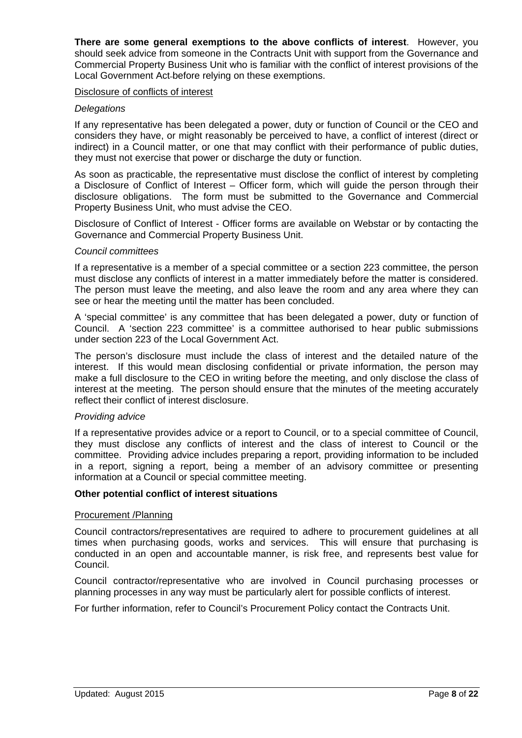**There are some general exemptions to the above conflicts of interest**. However, you should seek advice from someone in the Contracts Unit with support from the Governance and Commercial Property Business Unit who is familiar with the conflict of interest provisions of the Local Government Act before relying on these exemptions.

Disclosure of conflicts of interest

*Delegations*

If any representative has been delegated a power, duty or function of Council or the CEO and considers they have, or might reasonably be perceived to have, a conflict of interest (direct or indirect) in a Council matter, or one that may conflict with their performance of public duties, they must not exercise that power or discharge the duty or function.

As soon as practicable, the representative must disclose the conflict of interest by completing a Disclosure of Conflict of Interest – Officer form, which will guide the person through their disclosure obligations. The form must be submitted to the Governance and Commercial Property Business Unit, who must advise the CEO.

Disclosure of Conflict of Interest - Officer forms are available on Webstar or by contacting the Governance and Commercial Property Business Unit.

*Council committees*

If a representative is a member of a special committee or a section 223 committee, the person must disclose any conflicts of interest in a matter immediately before the matter is considered. The person must leave the meeting, and also leave the room and any area where they can see or hear the meeting until the matter has been concluded.

A 'special committee' is any committee that has been delegated a power, duty or function of Council. A 'section 223 committee' is a committee authorised to hear public submissions under section 223 of the Local Government Act.

The person's disclosure must include the class of interest and the detailed nature of the interest. If this would mean disclosing confidential or private information, the person may make a full disclosure to the CEO in writing before the meeting, and only disclose the class of interest at the meeting. The person should ensure that the minutes of the meeting accurately reflect their conflict of interest disclosure.

*Providing advice*

If a representative provides advice or a report to Council, or to a special committee of Council, they must disclose any conflicts of interest and the class of interest to Council or the committee. Providing advice includes preparing a report, providing information to be included in a report, signing a report, being a member of an advisory committee or presenting information at a Council or special committee meeting.

**Other potential conflict of interest situations**

Procurement /Planning

Council contractors/representatives are required to adhere to procurement guidelines at all times when purchasing goods, works and services. This will ensure that purchasing is conducted in an open and accountable manner, is risk free, and represents best value for Council.

Council contractor/representative who are involved in Council purchasing processes or planning processes in any way must be particularly alert for possible conflicts of interest.

For further information, refer to Council's Procurement Policy contact the Contracts Unit.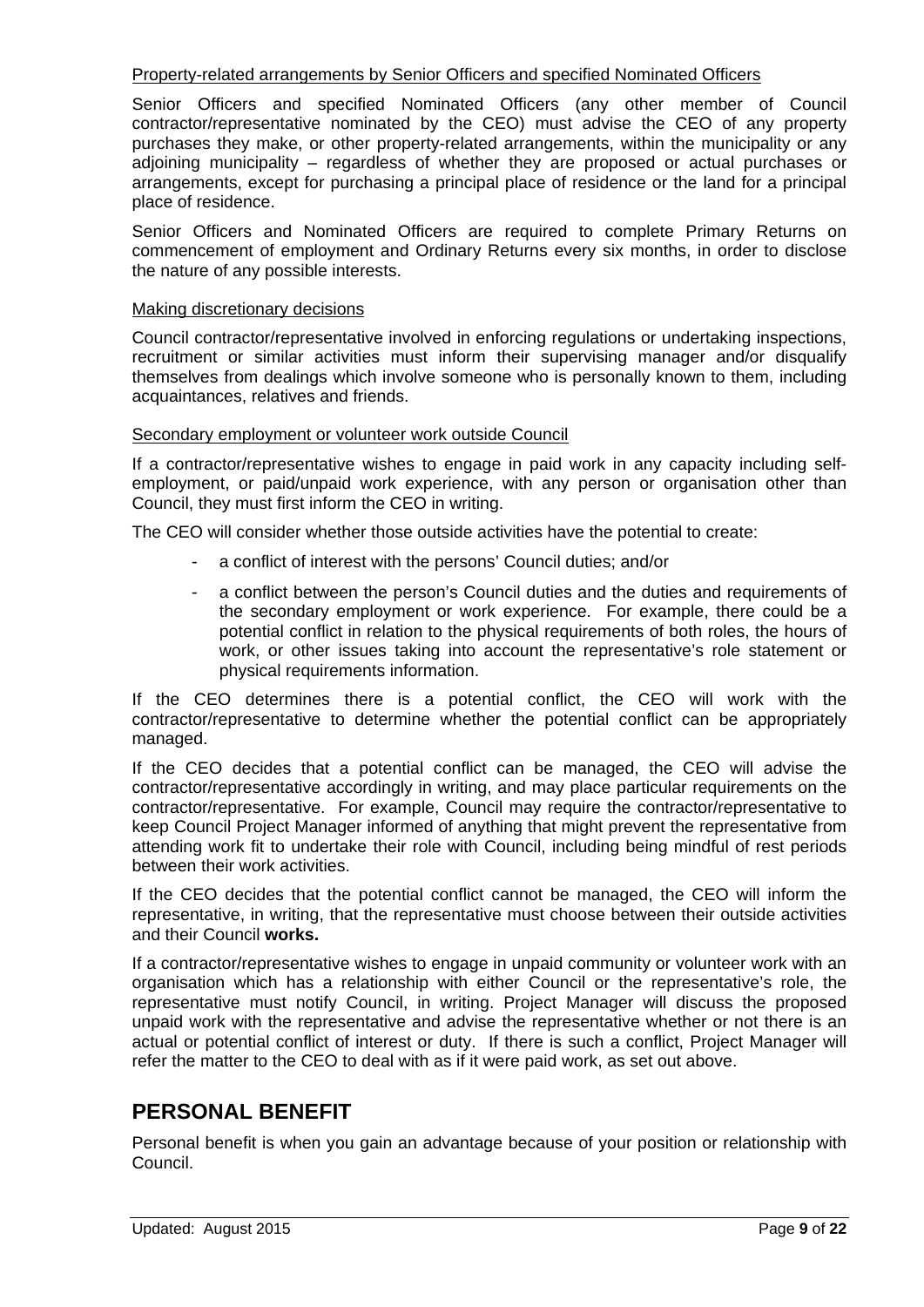Property-related arrangements by Senior Officers and specified Nominated Officers

Senior Officers and specified Nominated Officers (any other member of Council contractor/representative nominated by the CEO) must advise the CEO of any property purchases they make, or other property-related arrangements, within the municipality or any adjoining municipality – regardless of whether they are proposed or actual purchases or arrangements, except for purchasing a principal place of residence or the land for a principal place of residence.

Senior Officers and Nominated Officers are required to complete Primary Returns on commencement of employment and Ordinary Returns every six months, in order to disclose the nature of any possible interests.

Making discretionary decisions

Council contractor/representative involved in enforcing regulations or undertaking inspections, recruitment or similar activities must inform their supervising manager and/or disqualify themselves from dealings which involve someone who is personally known to them, including acquaintances, relatives and friends.

Secondary employment or volunteer work outside Council

If a contractor/representative wishes to engage in paid work in any capacity including self-employment, or paid/unpaid work experience, with any person or organisation other than Council, they must first inform the CEO in writing.

The CEO will consider whether those outside activities have the potential to create:

- a conflict of interest with the persons' Council duties; and/or
- a conflict between the person's Council duties and the duties and requirements of the secondary employment or work experience. For example, there could be a potential conflict in relation to the physical requirements of both roles, the hours of work, or other issues taking into account the representative's role statement or physical requirements information.

If the CEO determines there is a potential conflict, the CEO will work with the contractor/representative to determine whether the potential conflict can be appropriately managed.

If the CEO decides that a potential conflict can be managed, the CEO will advise the contractor/representative accordingly in writing, and may place particular requirements on the contractor/representative. For example, Council may require the contractor/representative to keep Council Project Manager informed of anything that might prevent the representative from attending work fit to undertake their role with Council, including being mindful of rest periods between their work activities.

If the CEO decides that the potential conflict cannot be managed, the CEO will inform the representative, in writing, that the representative must choose between their outside activities and their Council **works.**

If a contractor/representative wishes to engage in unpaid community or volunteer work with an organisation which has a relationship with either Council or the representative's role, the representative must notify Council, in writing. Project Manager will discuss the proposed unpaid work with the representative and advise the representative whether or not there is an actual or potential conflict of interest or duty. If there is such a conflict, Project Manager will refer the matter to the CEO to deal with as if it were paid work, as set out above.

## PERSONAL BENEFIT

Personal benefit is when you gain an advantage because of your position or relationship with Council.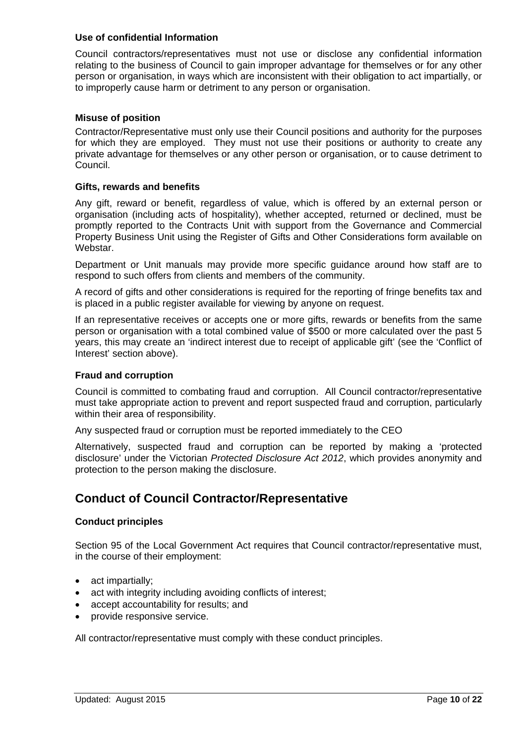**Use of confidential Information**

Council contractors/representatives must not use or disclose any confidential information relating to the business of Council to gain improper advantage for themselves or for any other person or organisation, in ways which are inconsistent with their obligation to act impartially, or to improperly cause harm or detriment to any person or organisation.

**Misuse of position**

Contractor/Representative must only use their Council positions and authority for the purposes for which they are employed. They must not use their positions or authority to create any private advantage for themselves or any other person or organisation, or to cause detriment to Council.

**Gifts, rewards and benefits**

Any gift, reward or benefit, regardless of value, which is offered by an external person or organisation (including acts of hospitality), whether accepted, returned or declined, must be promptly reported to the Contracts Unit with support from the Governance and Commercial Property Business Unit using the Register of Gifts and Other Considerations form available on Webstar.

Department or Unit manuals may provide more specific guidance around how staff are to respond to such offers from clients and members of the community.

A record of gifts and other considerations is required for the reporting of fringe benefits tax and is placed in a public register available for viewing by anyone on request.

If an representative receives or accepts one or more gifts, rewards or benefits from the same person or organisation with a total combined value of $500 or more calculated over the past 5 years, this may create an 'indirect interest due to receipt of applicable gift' (see the 'Conflict of Interest' section above).

**Fraud and corruption**

Council is committed to combating fraud and corruption. All Council contractor/representative must take appropriate action to prevent and report suspected fraud and corruption, particularly within their area of responsibility.

Any suspected fraud or corruption must be reported immediately to the CEO

Alternatively, suspected fraud and corruption can be reported by making a 'protected disclosure' under the Victorian *Protected Disclosure Act 2012*, which provides anonymity and protection to the person making the disclosure.

## Conduct of Council Contractor/Representative

**Conduct principles**

Section 95 of the Local Government Act requires that Council contractor/representative must, in the course of their employment:

- act impartially;
- act with integrity including avoiding conflicts of interest;
- accept accountability for results; and
- provide responsive service.

All contractor/representative must comply with these conduct principles.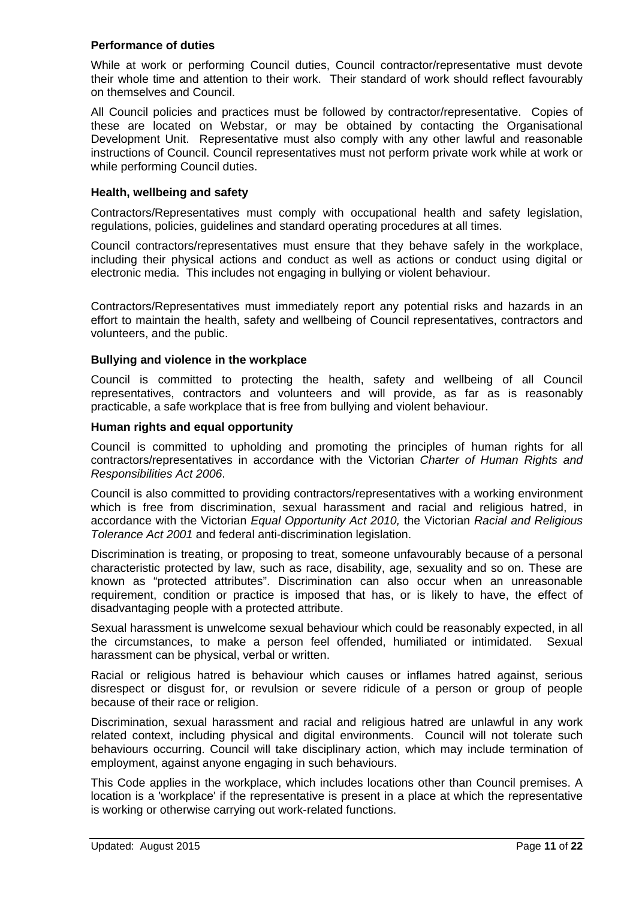**Performance of duties**

While at work or performing Council duties, Council contractor/representative must devote their whole time and attention to their work. Their standard of work should reflect favourably on themselves and Council.

All Council policies and practices must be followed by contractor/representative. Copies of these are located on Webstar, or may be obtained by contacting the Organisational Development Unit. Representative must also comply with any other lawful and reasonable instructions of Council. Council representatives must not perform private work while at work or while performing Council duties.

**Health, wellbeing and safety**

Contractors/Representatives must comply with occupational health and safety legislation, regulations, policies, guidelines and standard operating procedures at all times.

Council contractors/representatives must ensure that they behave safely in the workplace, including their physical actions and conduct as well as actions or conduct using digital or electronic media. This includes not engaging in bullying or violent behaviour.

Contractors/Representatives must immediately report any potential risks and hazards in an effort to maintain the health, safety and wellbeing of Council representatives, contractors and volunteers, and the public.

**Bullying and violence in the workplace**

Council is committed to protecting the health, safety and wellbeing of all Council representatives, contractors and volunteers and will provide, as far as is reasonably practicable, a safe workplace that is free from bullying and violent behaviour.

**Human rights and equal opportunity**

Council is committed to upholding and promoting the principles of human rights for all contractors/representatives in accordance with the Victorian *Charter of Human Rights and Responsibilities Act 2006*.

Council is also committed to providing contractors/representatives with a working environment which is free from discrimination, sexual harassment and racial and religious hatred, in accordance with the Victorian *Equal Opportunity Act 2010,* the Victorian *Racial and Religious Tolerance Act 2001* and federal anti-discrimination legislation.

Discrimination is treating, or proposing to treat, someone unfavourably because of a personal characteristic protected by law, such as race, disability, age, sexuality and so on. These are known as "protected attributes". Discrimination can also occur when an unreasonable requirement, condition or practice is imposed that has, or is likely to have, the effect of disadvantaging people with a protected attribute.

Sexual harassment is unwelcome sexual behaviour which could be reasonably expected, in all the circumstances, to make a person feel offended, humiliated or intimidated. Sexual harassment can be physical, verbal or written.

Racial or religious hatred is behaviour which causes or inflames hatred against, serious disrespect or disgust for, or revulsion or severe ridicule of a person or group of people because of their race or religion.

Discrimination, sexual harassment and racial and religious hatred are unlawful in any work related context, including physical and digital environments. Council will not tolerate such behaviours occurring. Council will take disciplinary action, which may include termination of employment, against anyone engaging in such behaviours.

This Code applies in the workplace, which includes locations other than Council premises. A location is a 'workplace' if the representative is present in a place at which the representative is working or otherwise carrying out work-related functions.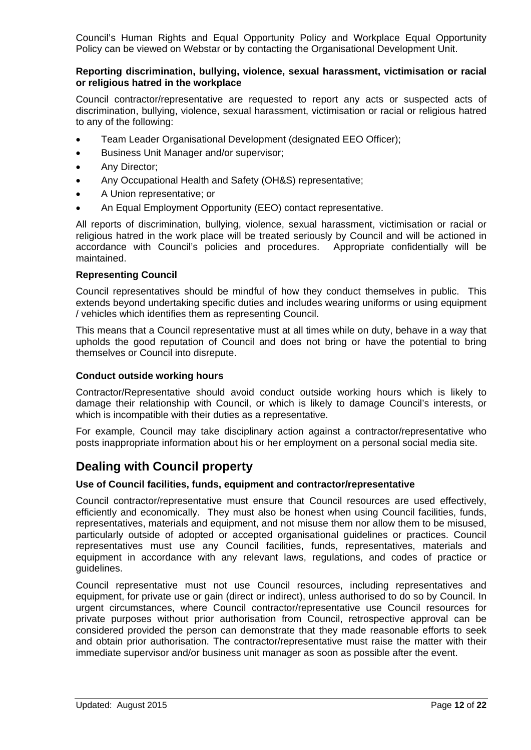Council's Human Rights and Equal Opportunity Policy and Workplace Equal Opportunity Policy can be viewed on Webstar or by contacting the Organisational Development Unit.

**Reporting discrimination, bullying, violence, sexual harassment, victimisation or racial or religious hatred in the workplace**

Council contractor/representative are requested to report any acts or suspected acts of discrimination, bullying, violence, sexual harassment, victimisation or racial or religious hatred to any of the following:

- Team Leader Organisational Development (designated EEO Officer);
- Business Unit Manager and/or supervisor;
- Any Director;
- Any Occupational Health and Safety (OH&S) representative;
- A Union representative; or
- An Equal Employment Opportunity (EEO) contact representative.

All reports of discrimination, bullying, violence, sexual harassment, victimisation or racial or religious hatred in the work place will be treated seriously by Council and will be actioned in accordance with Council's policies and procedures. Appropriate confidentially will be maintained.

**Representing Council**

Council representatives should be mindful of how they conduct themselves in public. This extends beyond undertaking specific duties and includes wearing uniforms or using equipment / vehicles which identifies them as representing Council.

This means that a Council representative must at all times while on duty, behave in a way that upholds the good reputation of Council and does not bring or have the potential to bring themselves or Council into disrepute.

**Conduct outside working hours**

Contractor/Representative should avoid conduct outside working hours which is likely to damage their relationship with Council, or which is likely to damage Council's interests, or which is incompatible with their duties as a representative.

For example, Council may take disciplinary action against a contractor/representative who posts inappropriate information about his or her employment on a personal social media site.

## Dealing with Council property

**Use of Council facilities, funds, equipment and contractor/representative**

Council contractor/representative must ensure that Council resources are used effectively, efficiently and economically. They must also be honest when using Council facilities, funds, representatives, materials and equipment, and not misuse them nor allow them to be misused, particularly outside of adopted or accepted organisational guidelines or practices. Council representatives must use any Council facilities, funds, representatives, materials and equipment in accordance with any relevant laws, regulations, and codes of practice or guidelines.

Council representative must not use Council resources, including representatives and equipment, for private use or gain (direct or indirect), unless authorised to do so by Council. In urgent circumstances, where Council contractor/representative use Council resources for private purposes without prior authorisation from Council, retrospective approval can be considered provided the person can demonstrate that they made reasonable efforts to seek and obtain prior authorisation. The contractor/representative must raise the matter with their immediate supervisor and/or business unit manager as soon as possible after the event.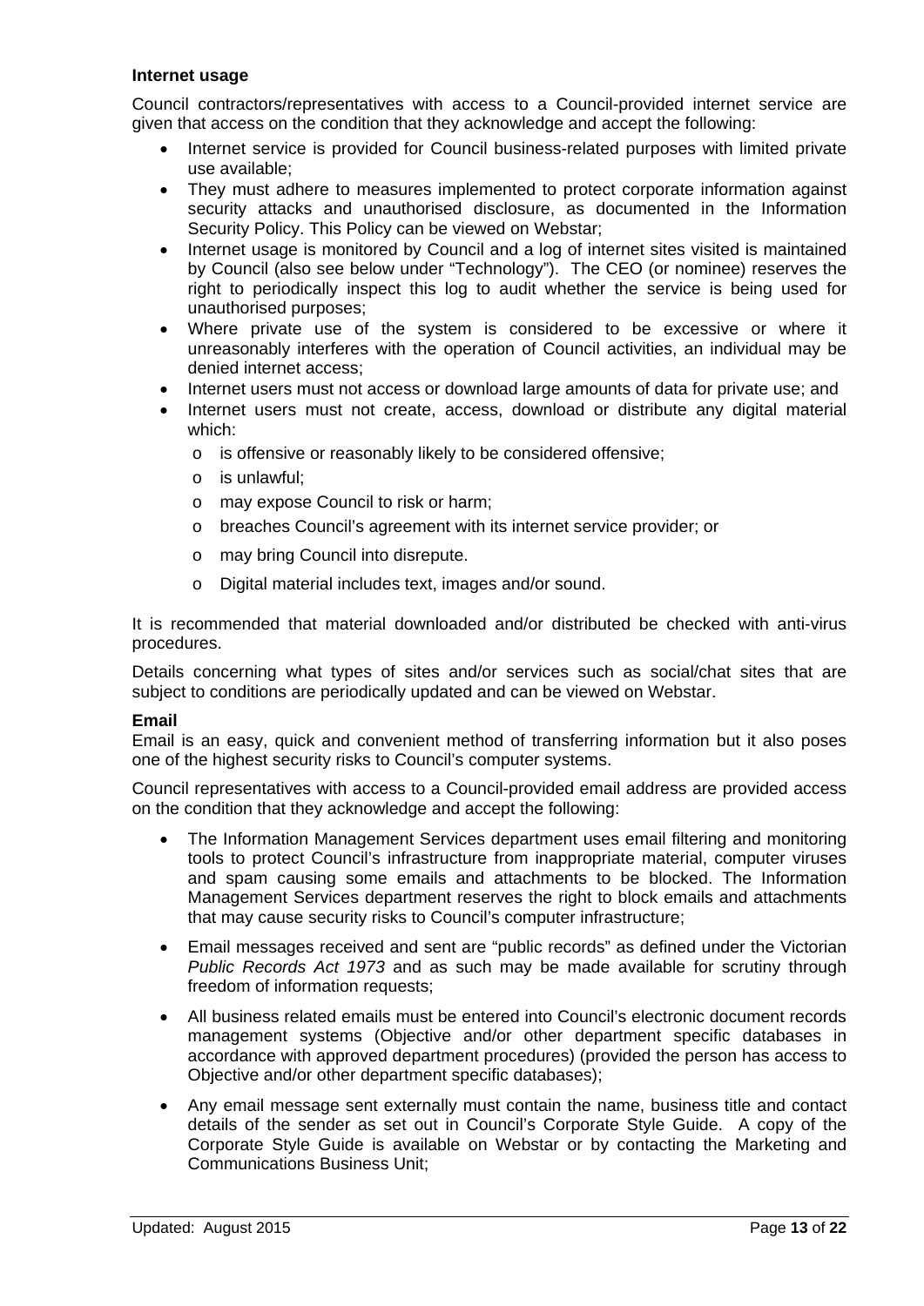**Internet usage**

Council contractors/representatives with access to a Council-provided internet service are given that access on the condition that they acknowledge and accept the following:

- Internet service is provided for Council business-related purposes with limited private use available;
- They must adhere to measures implemented to protect corporate information against security attacks and unauthorised disclosure, as documented in the Information Security Policy. This Policy can be viewed on Webstar;
- Internet usage is monitored by Council and a log of internet sites visited is maintained by Council (also see below under "Technology"). The CEO (or nominee) reserves the right to periodically inspect this log to audit whether the service is being used for unauthorised purposes;
- Where private use of the system is considered to be excessive or where it unreasonably interferes with the operation of Council activities, an individual may be denied internet access;
- Internet users must not access or download large amounts of data for private use; and
- Internet users must not create, access, download or distribute any digital material which:
  - is offensive or reasonably likely to be considered offensive;
  - is unlawful;
  - may expose Council to risk or harm;
  - breaches Council's agreement with its internet service provider; or
  - may bring Council into disrepute.
  - Digital material includes text, images and/or sound.

It is recommended that material downloaded and/or distributed be checked with anti-virus procedures.

Details concerning what types of sites and/or services such as social/chat sites that are subject to conditions are periodically updated and can be viewed on Webstar.

**Email**

Email is an easy, quick and convenient method of transferring information but it also poses one of the highest security risks to Council's computer systems.

Council representatives with access to a Council-provided email address are provided access on the condition that they acknowledge and accept the following:

- The Information Management Services department uses email filtering and monitoring tools to protect Council's infrastructure from inappropriate material, computer viruses and spam causing some emails and attachments to be blocked. The Information Management Services department reserves the right to block emails and attachments that may cause security risks to Council's computer infrastructure;
- Email messages received and sent are "public records" as defined under the Victorian *Public Records Act 1973* and as such may be made available for scrutiny through freedom of information requests;
- All business related emails must be entered into Council's electronic document records management systems (Objective and/or other department specific databases in accordance with approved department procedures) (provided the person has access to Objective and/or other department specific databases);
- Any email message sent externally must contain the name, business title and contact details of the sender as set out in Council's Corporate Style Guide. A copy of the Corporate Style Guide is available on Webstar or by contacting the Marketing and Communications Business Unit;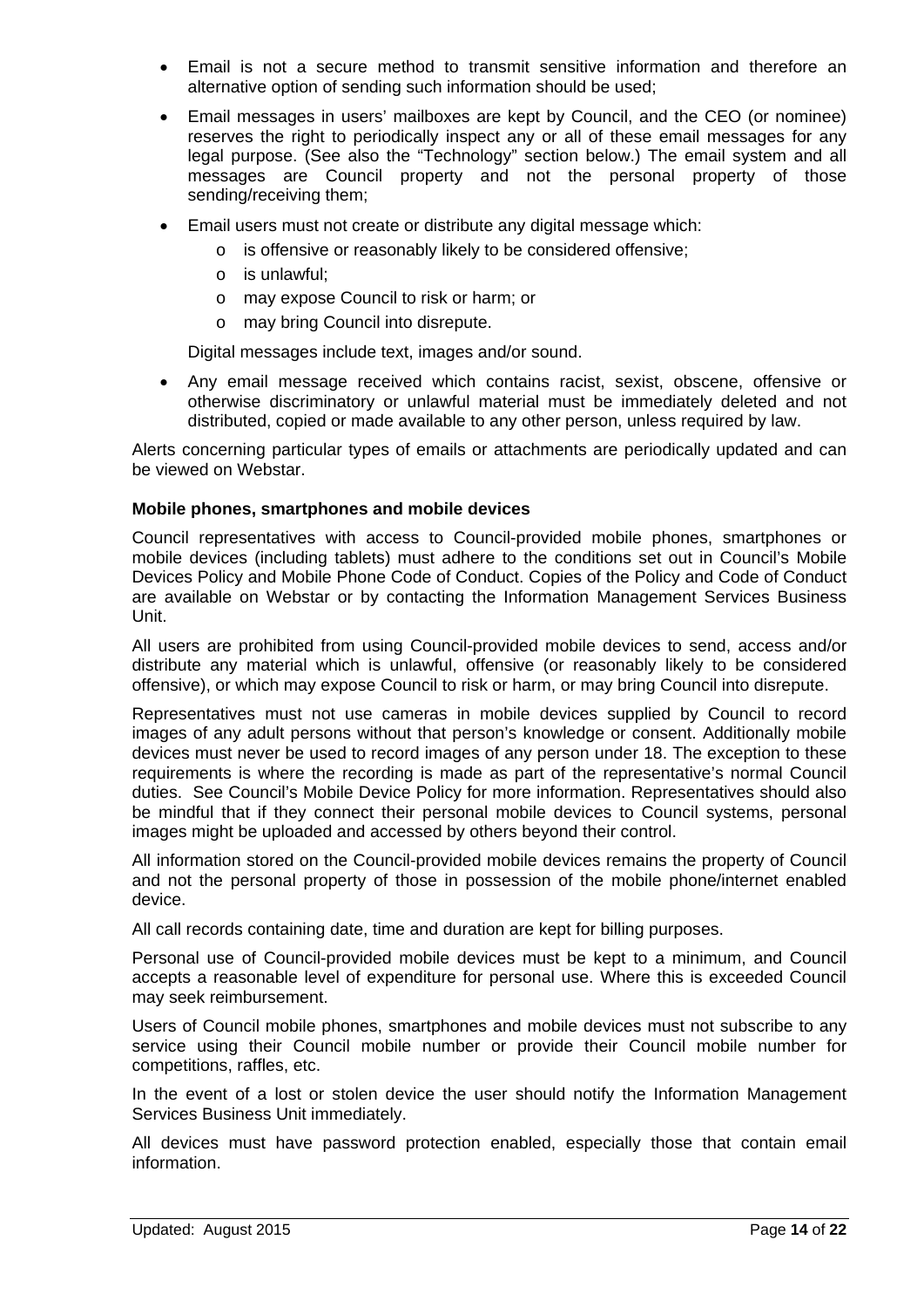- Email is not a secure method to transmit sensitive information and therefore an alternative option of sending such information should be used;
- Email messages in users' mailboxes are kept by Council, and the CEO (or nominee) reserves the right to periodically inspect any or all of these email messages for any legal purpose. (See also the "Technology" section below.) The email system and all messages are Council property and not the personal property of those sending/receiving them;
- Email users must not create or distribute any digital message which:
  - o is offensive or reasonably likely to be considered offensive;
  - o is unlawful;
  - o may expose Council to risk or harm; or
  - o may bring Council into disrepute.

  Digital messages include text, images and/or sound.
- Any email message received which contains racist, sexist, obscene, offensive or otherwise discriminatory or unlawful material must be immediately deleted and not distributed, copied or made available to any other person, unless required by law.

Alerts concerning particular types of emails or attachments are periodically updated and can be viewed on Webstar.

**Mobile phones, smartphones and mobile devices**

Council representatives with access to Council-provided mobile phones, smartphones or mobile devices (including tablets) must adhere to the conditions set out in Council's Mobile Devices Policy and Mobile Phone Code of Conduct. Copies of the Policy and Code of Conduct are available on Webstar or by contacting the Information Management Services Business Unit.

All users are prohibited from using Council-provided mobile devices to send, access and/or distribute any material which is unlawful, offensive (or reasonably likely to be considered offensive), or which may expose Council to risk or harm, or may bring Council into disrepute.

Representatives must not use cameras in mobile devices supplied by Council to record images of any adult persons without that person's knowledge or consent. Additionally mobile devices must never be used to record images of any person under 18. The exception to these requirements is where the recording is made as part of the representative's normal Council duties. See Council's Mobile Device Policy for more information. Representatives should also be mindful that if they connect their personal mobile devices to Council systems, personal images might be uploaded and accessed by others beyond their control.

All information stored on the Council-provided mobile devices remains the property of Council and not the personal property of those in possession of the mobile phone/internet enabled device.

All call records containing date, time and duration are kept for billing purposes.

Personal use of Council-provided mobile devices must be kept to a minimum, and Council accepts a reasonable level of expenditure for personal use. Where this is exceeded Council may seek reimbursement.

Users of Council mobile phones, smartphones and mobile devices must not subscribe to any service using their Council mobile number or provide their Council mobile number for competitions, raffles, etc.

In the event of a lost or stolen device the user should notify the Information Management Services Business Unit immediately.

All devices must have password protection enabled, especially those that contain email information.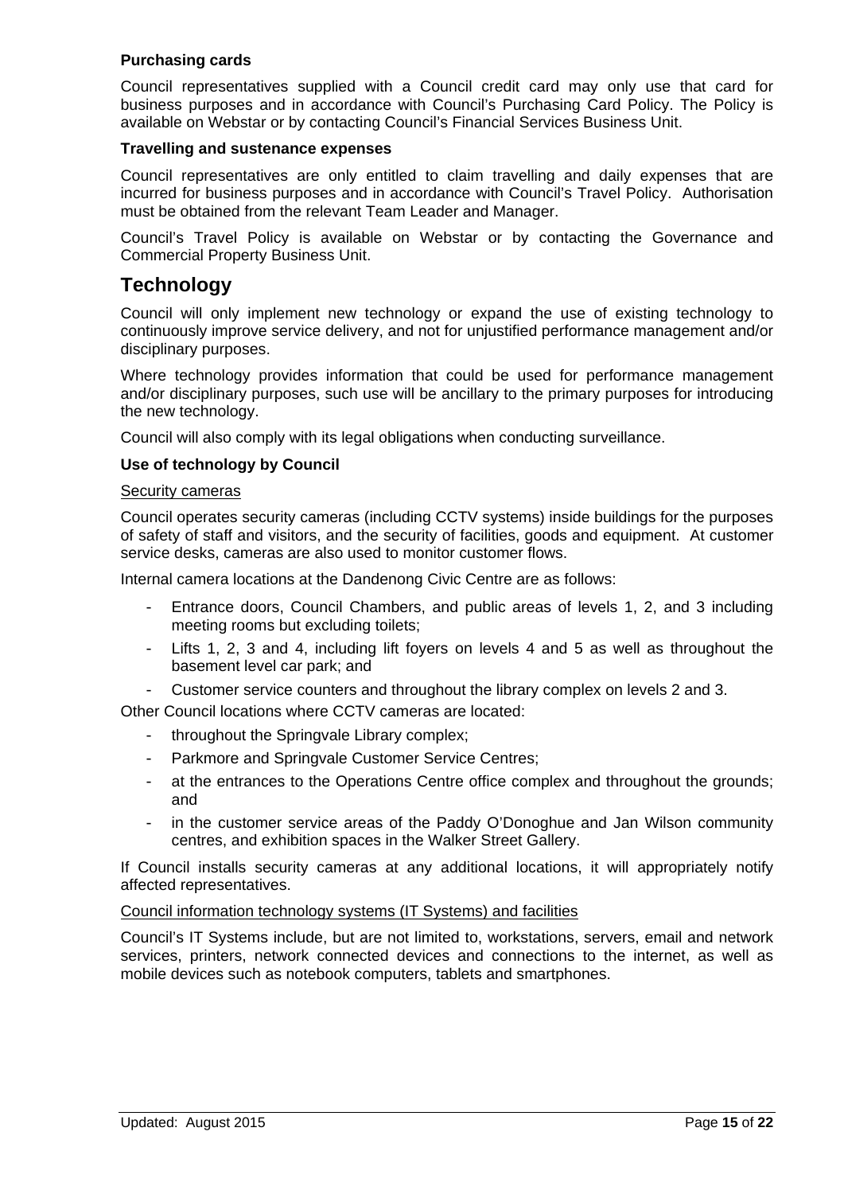**Purchasing cards**

Council representatives supplied with a Council credit card may only use that card for business purposes and in accordance with Council's Purchasing Card Policy. The Policy is available on Webstar or by contacting Council's Financial Services Business Unit.

**Travelling and sustenance expenses**

Council representatives are only entitled to claim travelling and daily expenses that are incurred for business purposes and in accordance with Council's Travel Policy. Authorisation must be obtained from the relevant Team Leader and Manager.

Council's Travel Policy is available on Webstar or by contacting the Governance and Commercial Property Business Unit.

## Technology

Council will only implement new technology or expand the use of existing technology to continuously improve service delivery, and not for unjustified performance management and/or disciplinary purposes.

Where technology provides information that could be used for performance management and/or disciplinary purposes, such use will be ancillary to the primary purposes for introducing the new technology.

Council will also comply with its legal obligations when conducting surveillance.

**Use of technology by Council**

<u>Security cameras</u>

Council operates security cameras (including CCTV systems) inside buildings for the purposes of safety of staff and visitors, and the security of facilities, goods and equipment. At customer service desks, cameras are also used to monitor customer flows.

Internal camera locations at the Dandenong Civic Centre are as follows:

- Entrance doors, Council Chambers, and public areas of levels 1, 2, and 3 including meeting rooms but excluding toilets;
- Lifts 1, 2, 3 and 4, including lift foyers on levels 4 and 5 as well as throughout the basement level car park; and
- Customer service counters and throughout the library complex on levels 2 and 3.

Other Council locations where CCTV cameras are located:

- throughout the Springvale Library complex;
- Parkmore and Springvale Customer Service Centres;
- at the entrances to the Operations Centre office complex and throughout the grounds; and
- in the customer service areas of the Paddy O'Donoghue and Jan Wilson community centres, and exhibition spaces in the Walker Street Gallery.

If Council installs security cameras at any additional locations, it will appropriately notify affected representatives.

<u>Council information technology systems (IT Systems) and facilities</u>

Council's IT Systems include, but are not limited to, workstations, servers, email and network services, printers, network connected devices and connections to the internet, as well as mobile devices such as notebook computers, tablets and smartphones.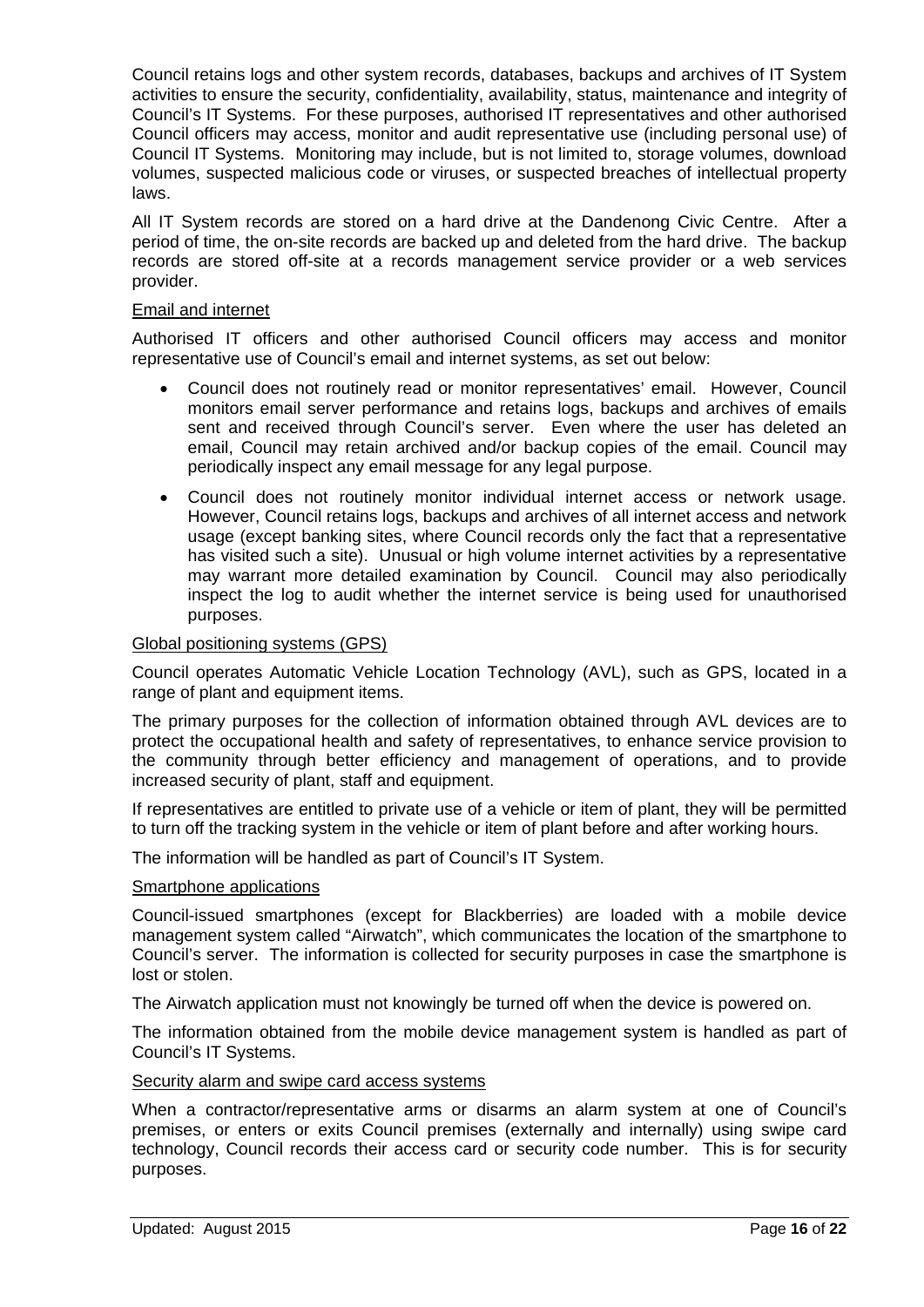Council retains logs and other system records, databases, backups and archives of IT System activities to ensure the security, confidentiality, availability, status, maintenance and integrity of Council's IT Systems. For these purposes, authorised IT representatives and other authorised Council officers may access, monitor and audit representative use (including personal use) of Council IT Systems. Monitoring may include, but is not limited to, storage volumes, download volumes, suspected malicious code or viruses, or suspected breaches of intellectual property laws.

All IT System records are stored on a hard drive at the Dandenong Civic Centre. After a period of time, the on-site records are backed up and deleted from the hard drive. The backup records are stored off-site at a records management service provider or a web services provider.

<u>Email and internet</u>

Authorised IT officers and other authorised Council officers may access and monitor representative use of Council's email and internet systems, as set out below:

- Council does not routinely read or monitor representatives' email. However, Council monitors email server performance and retains logs, backups and archives of emails sent and received through Council's server. Even where the user has deleted an email, Council may retain archived and/or backup copies of the email. Council may periodically inspect any email message for any legal purpose.
- Council does not routinely monitor individual internet access or network usage. However, Council retains logs, backups and archives of all internet access and network usage (except banking sites, where Council records only the fact that a representative has visited such a site). Unusual or high volume internet activities by a representative may warrant more detailed examination by Council. Council may also periodically inspect the log to audit whether the internet service is being used for unauthorised purposes.

<u>Global positioning systems (GPS)</u>

Council operates Automatic Vehicle Location Technology (AVL), such as GPS, located in a range of plant and equipment items.

The primary purposes for the collection of information obtained through AVL devices are to protect the occupational health and safety of representatives, to enhance service provision to the community through better efficiency and management of operations, and to provide increased security of plant, staff and equipment.

If representatives are entitled to private use of a vehicle or item of plant, they will be permitted to turn off the tracking system in the vehicle or item of plant before and after working hours.

The information will be handled as part of Council's IT System.

<u>Smartphone applications</u>

Council-issued smartphones (except for Blackberries) are loaded with a mobile device management system called "Airwatch", which communicates the location of the smartphone to Council's server. The information is collected for security purposes in case the smartphone is lost or stolen.

The Airwatch application must not knowingly be turned off when the device is powered on.

The information obtained from the mobile device management system is handled as part of Council's IT Systems.

<u>Security alarm and swipe card access systems</u>

When a contractor/representative arms or disarms an alarm system at one of Council's premises, or enters or exits Council premises (externally and internally) using swipe card technology, Council records their access card or security code number. This is for security purposes.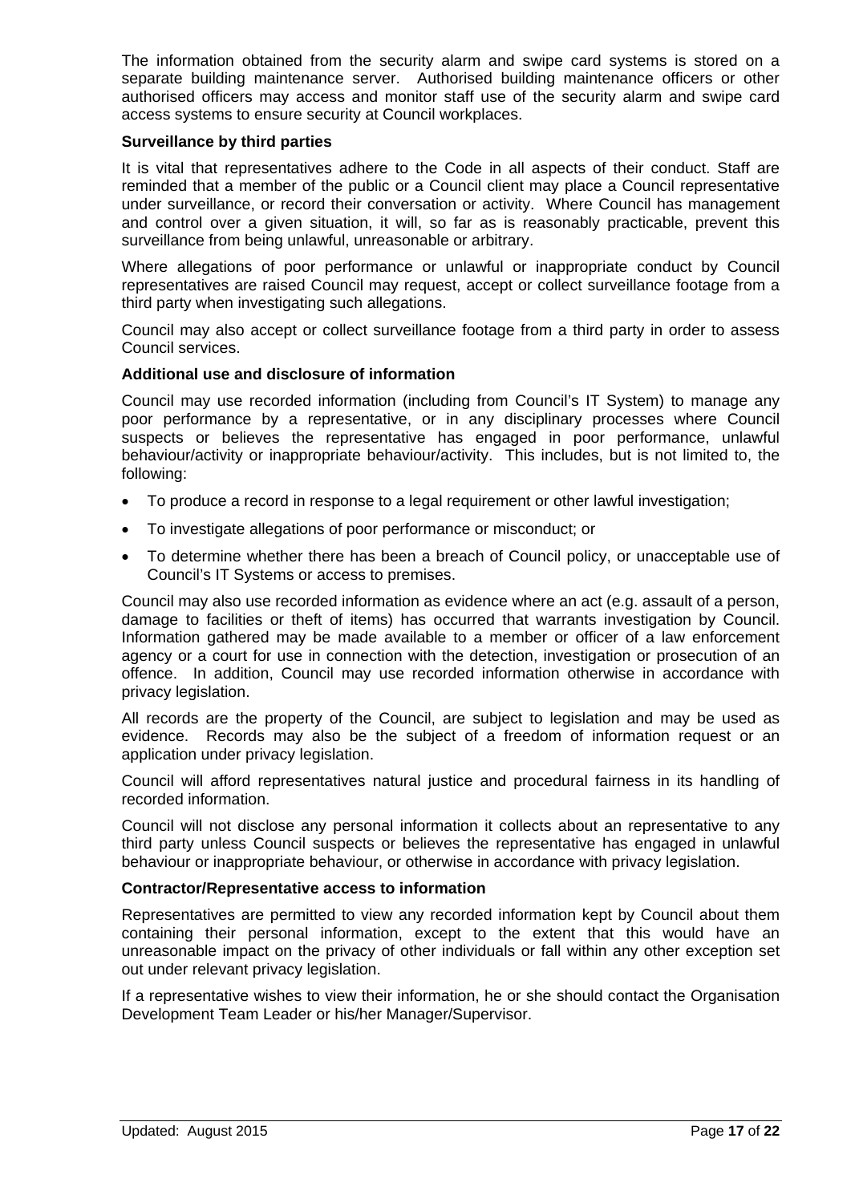The information obtained from the security alarm and swipe card systems is stored on a separate building maintenance server. Authorised building maintenance officers or other authorised officers may access and monitor staff use of the security alarm and swipe card access systems to ensure security at Council workplaces.

**Surveillance by third parties**

It is vital that representatives adhere to the Code in all aspects of their conduct. Staff are reminded that a member of the public or a Council client may place a Council representative under surveillance, or record their conversation or activity. Where Council has management and control over a given situation, it will, so far as is reasonably practicable, prevent this surveillance from being unlawful, unreasonable or arbitrary.

Where allegations of poor performance or unlawful or inappropriate conduct by Council representatives are raised Council may request, accept or collect surveillance footage from a third party when investigating such allegations.

Council may also accept or collect surveillance footage from a third party in order to assess Council services.

**Additional use and disclosure of information**

Council may use recorded information (including from Council's IT System) to manage any poor performance by a representative, or in any disciplinary processes where Council suspects or believes the representative has engaged in poor performance, unlawful behaviour/activity or inappropriate behaviour/activity. This includes, but is not limited to, the following:

- To produce a record in response to a legal requirement or other lawful investigation;
- To investigate allegations of poor performance or misconduct; or
- To determine whether there has been a breach of Council policy, or unacceptable use of Council's IT Systems or access to premises.

Council may also use recorded information as evidence where an act (e.g. assault of a person, damage to facilities or theft of items) has occurred that warrants investigation by Council. Information gathered may be made available to a member or officer of a law enforcement agency or a court for use in connection with the detection, investigation or prosecution of an offence. In addition, Council may use recorded information otherwise in accordance with privacy legislation.

All records are the property of the Council, are subject to legislation and may be used as evidence. Records may also be the subject of a freedom of information request or an application under privacy legislation.

Council will afford representatives natural justice and procedural fairness in its handling of recorded information.

Council will not disclose any personal information it collects about an representative to any third party unless Council suspects or believes the representative has engaged in unlawful behaviour or inappropriate behaviour, or otherwise in accordance with privacy legislation.

**Contractor/Representative access to information**

Representatives are permitted to view any recorded information kept by Council about them containing their personal information, except to the extent that this would have an unreasonable impact on the privacy of other individuals or fall within any other exception set out under relevant privacy legislation.

If a representative wishes to view their information, he or she should contact the Organisation Development Team Leader or his/her Manager/Supervisor.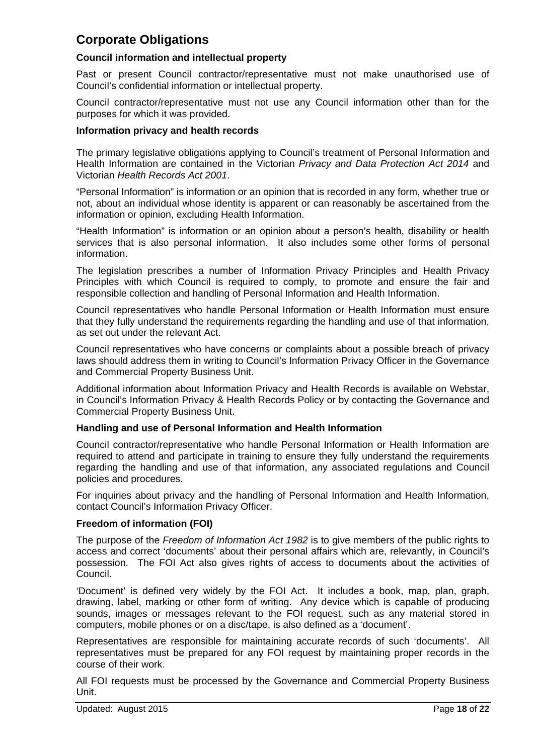## Corporate Obligations

### Council information and intellectual property

Past or present Council contractor/representative must not make unauthorised use of Council's confidential information or intellectual property.

Council contractor/representative must not use any Council information other than for the purposes for which it was provided.

### Information privacy and health records

The primary legislative obligations applying to Council's treatment of Personal Information and Health Information are contained in the Victorian *Privacy and Data Protection Act 2014* and Victorian *Health Records Act 2001*.

"Personal Information" is information or an opinion that is recorded in any form, whether true or not, about an individual whose identity is apparent or can reasonably be ascertained from the information or opinion, excluding Health Information.

"Health Information" is information or an opinion about a person's health, disability or health services that is also personal information. It also includes some other forms of personal information.

The legislation prescribes a number of Information Privacy Principles and Health Privacy Principles with which Council is required to comply, to promote and ensure the fair and responsible collection and handling of Personal Information and Health Information.

Council representatives who handle Personal Information or Health Information must ensure that they fully understand the requirements regarding the handling and use of that information, as set out under the relevant Act.

Council representatives who have concerns or complaints about a possible breach of privacy laws should address them in writing to Council's Information Privacy Officer in the Governance and Commercial Property Business Unit.

Additional information about Information Privacy and Health Records is available on Webstar, in Council's Information Privacy & Health Records Policy or by contacting the Governance and Commercial Property Business Unit.

### Handling and use of Personal Information and Health Information

Council contractor/representative who handle Personal Information or Health Information are required to attend and participate in training to ensure they fully understand the requirements regarding the handling and use of that information, any associated regulations and Council policies and procedures.

For inquiries about privacy and the handling of Personal Information and Health Information, contact Council's Information Privacy Officer.

### Freedom of information (FOI)

The purpose of the *Freedom of Information Act 1982* is to give members of the public rights to access and correct 'documents' about their personal affairs which are, relevantly, in Council's possession. The FOI Act also gives rights of access to documents about the activities of Council.

'Document' is defined very widely by the FOI Act. It includes a book, map, plan, graph, drawing, label, marking or other form of writing. Any device which is capable of producing sounds, images or messages relevant to the FOI request, such as any material stored in computers, mobile phones or on a disc/tape, is also defined as a 'document'.

Representatives are responsible for maintaining accurate records of such 'documents'. All representatives must be prepared for any FOI request by maintaining proper records in the course of their work.

All FOI requests must be processed by the Governance and Commercial Property Business Unit.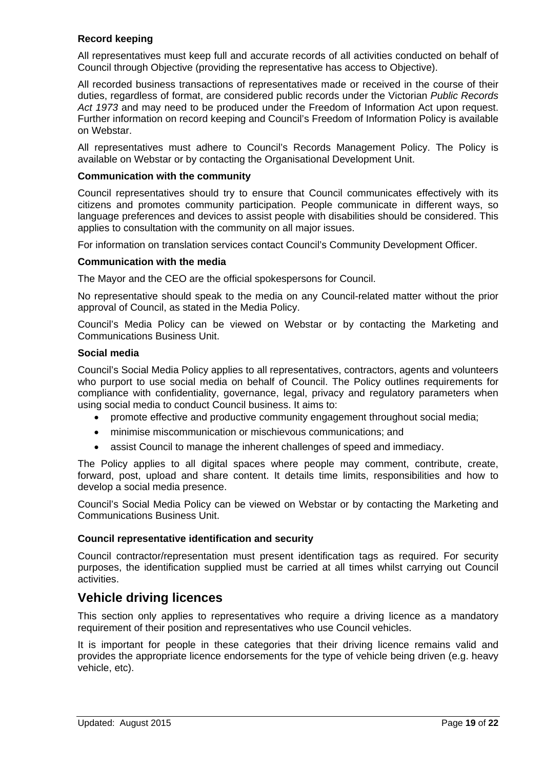### Record keeping

All representatives must keep full and accurate records of all activities conducted on behalf of Council through Objective (providing the representative has access to Objective).

All recorded business transactions of representatives made or received in the course of their duties, regardless of format, are considered public records under the Victorian *Public Records Act 1973* and may need to be produced under the Freedom of Information Act upon request. Further information on record keeping and Council's Freedom of Information Policy is available on Webstar.

All representatives must adhere to Council's Records Management Policy. The Policy is available on Webstar or by contacting the Organisational Development Unit.

### Communication with the community

Council representatives should try to ensure that Council communicates effectively with its citizens and promotes community participation. People communicate in different ways, so language preferences and devices to assist people with disabilities should be considered. This applies to consultation with the community on all major issues.

For information on translation services contact Council's Community Development Officer.

### Communication with the media

The Mayor and the CEO are the official spokespersons for Council.

No representative should speak to the media on any Council-related matter without the prior approval of Council, as stated in the Media Policy.

Council's Media Policy can be viewed on Webstar or by contacting the Marketing and Communications Business Unit.

### Social media

Council's Social Media Policy applies to all representatives, contractors, agents and volunteers who purport to use social media on behalf of Council. The Policy outlines requirements for compliance with confidentiality, governance, legal, privacy and regulatory parameters when using social media to conduct Council business. It aims to:

- promote effective and productive community engagement throughout social media;
- minimise miscommunication or mischievous communications; and
- assist Council to manage the inherent challenges of speed and immediacy.

The Policy applies to all digital spaces where people may comment, contribute, create, forward, post, upload and share content. It details time limits, responsibilities and how to develop a social media presence.

Council's Social Media Policy can be viewed on Webstar or by contacting the Marketing and Communications Business Unit.

### Council representative identification and security

Council contractor/representation must present identification tags as required. For security purposes, the identification supplied must be carried at all times whilst carrying out Council activities.

## Vehicle driving licences

This section only applies to representatives who require a driving licence as a mandatory requirement of their position and representatives who use Council vehicles.

It is important for people in these categories that their driving licence remains valid and provides the appropriate licence endorsements for the type of vehicle being driven (e.g. heavy vehicle, etc).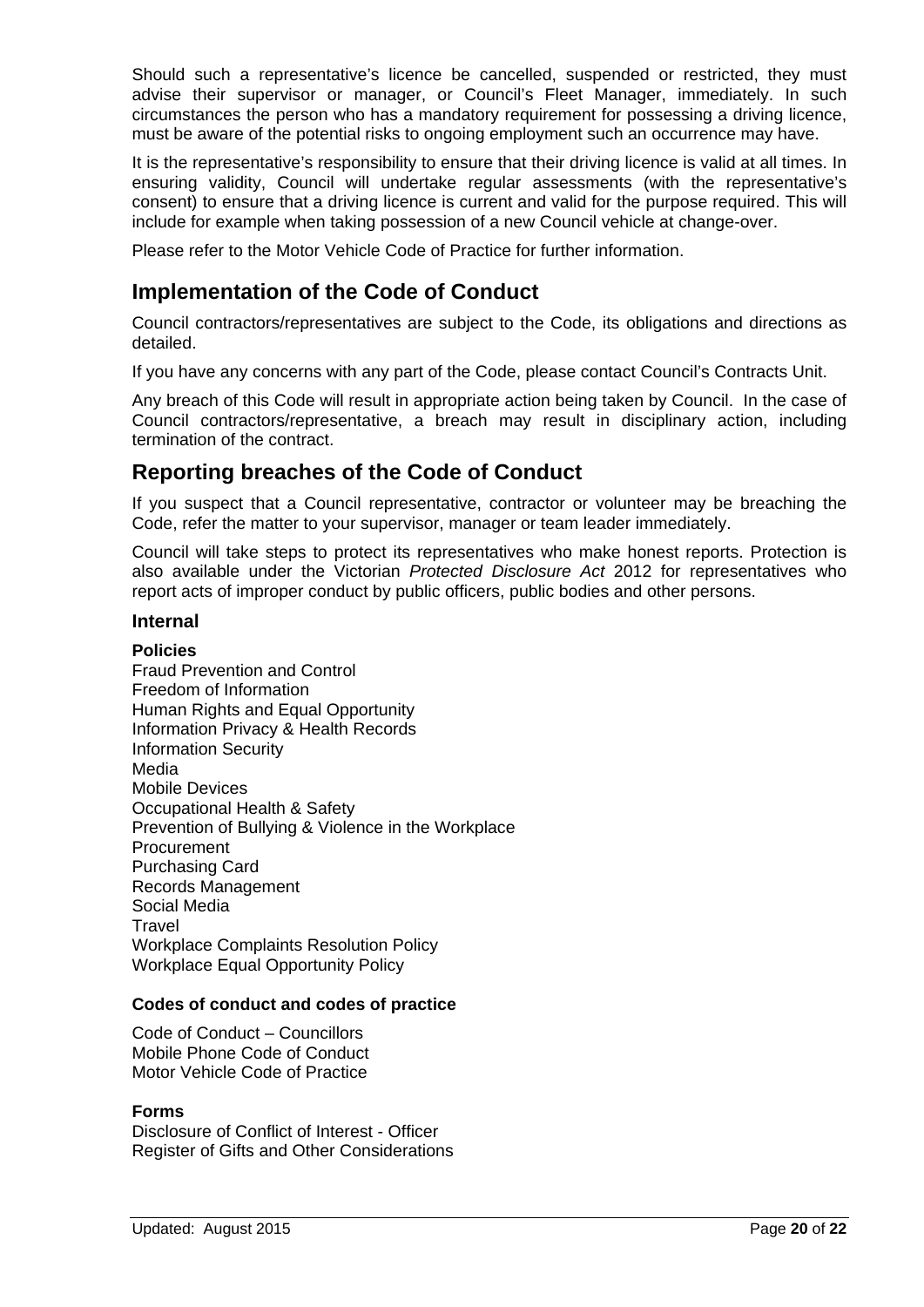Should such a representative's licence be cancelled, suspended or restricted, they must advise their supervisor or manager, or Council's Fleet Manager, immediately. In such circumstances the person who has a mandatory requirement for possessing a driving licence, must be aware of the potential risks to ongoing employment such an occurrence may have.

It is the representative's responsibility to ensure that their driving licence is valid at all times. In ensuring validity, Council will undertake regular assessments (with the representative's consent) to ensure that a driving licence is current and valid for the purpose required. This will include for example when taking possession of a new Council vehicle at change-over.

Please refer to the Motor Vehicle Code of Practice for further information.

## Implementation of the Code of Conduct

Council contractors/representatives are subject to the Code, its obligations and directions as detailed.

If you have any concerns with any part of the Code, please contact Council's Contracts Unit.

Any breach of this Code will result in appropriate action being taken by Council. In the case of Council contractors/representative, a breach may result in disciplinary action, including termination of the contract.

## Reporting breaches of the Code of Conduct

If you suspect that a Council representative, contractor or volunteer may be breaching the Code, refer the matter to your supervisor, manager or team leader immediately.

Council will take steps to protect its representatives who make honest reports. Protection is also available under the Victorian *Protected Disclosure Act* 2012 for representatives who report acts of improper conduct by public officers, public bodies and other persons.

### Internal

**Policies**

Fraud Prevention and Control
Freedom of Information
Human Rights and Equal Opportunity
Information Privacy & Health Records
Information Security
Media
Mobile Devices
Occupational Health & Safety
Prevention of Bullying & Violence in the Workplace
Procurement
Purchasing Card
Records Management
Social Media
Travel
Workplace Complaints Resolution Policy
Workplace Equal Opportunity Policy

**Codes of conduct and codes of practice**

Code of Conduct – Councillors
Mobile Phone Code of Conduct
Motor Vehicle Code of Practice

**Forms**

Disclosure of Conflict of Interest - Officer
Register of Gifts and Other Considerations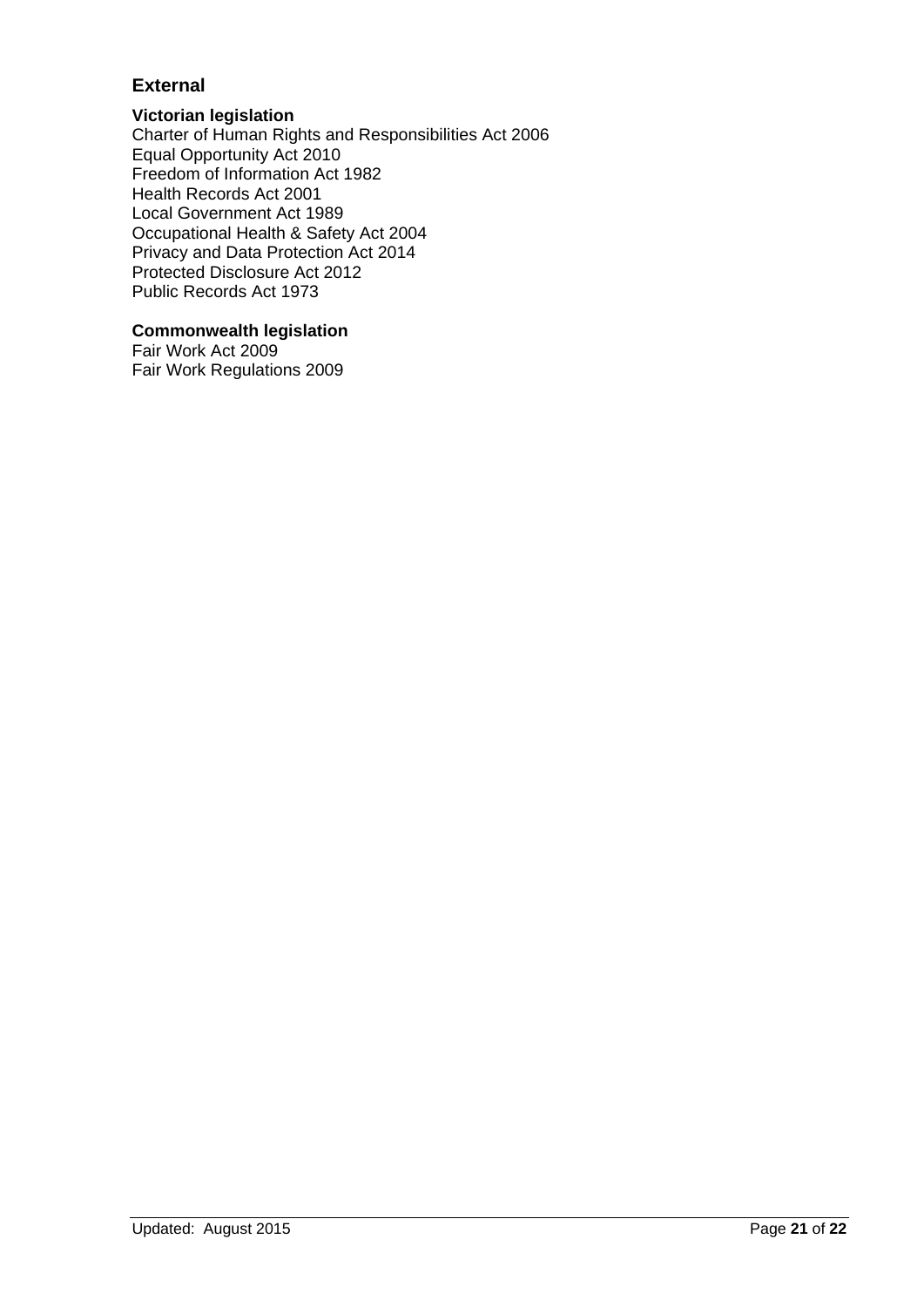## External

**Victorian legislation**

Charter of Human Rights and Responsibilities Act 2006
Equal Opportunity Act 2010
Freedom of Information Act 1982
Health Records Act 2001
Local Government Act 1989
Occupational Health & Safety Act 2004
Privacy and Data Protection Act 2014
Protected Disclosure Act 2012
Public Records Act 1973

**Commonwealth legislation**

Fair Work Act 2009
Fair Work Regulations 2009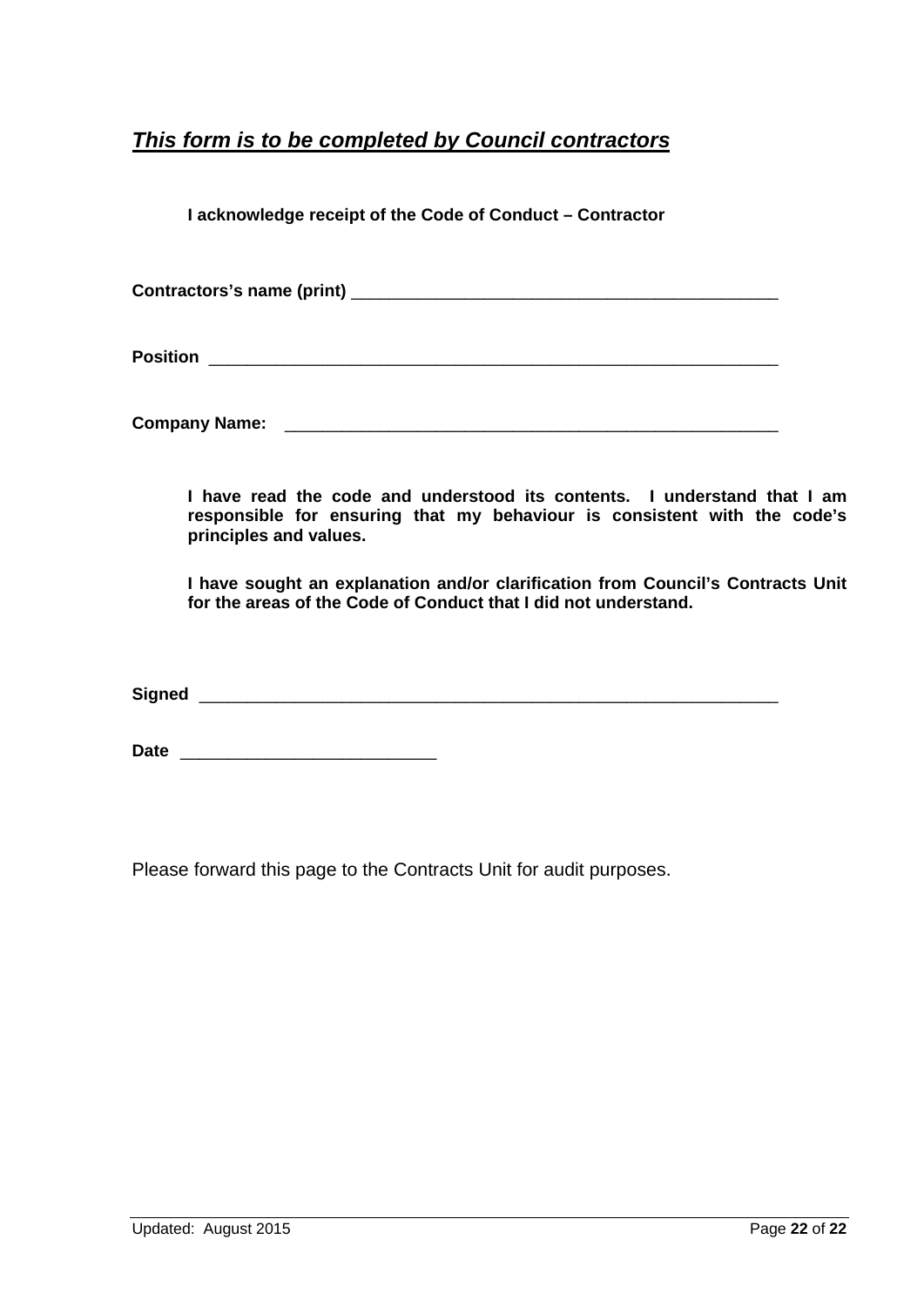***<u>This form is to be completed by Council contractors</u>***

**I acknowledge receipt of the Code of Conduct – Contractor**

**Contractors's name (print)** ______________________________________________

**Position** ______________________________________________________________

**Company Name:** __________________________________________________

**I have read the code and understood its contents. I understand that I am responsible for ensuring that my behaviour is consistent with the code's principles and values.**

**I have sought an explanation and/or clarification from Council's Contracts Unit for the areas of the Code of Conduct that I did not understand.**

**Signed** ______________________________________________________________

**Date** __________________________

Please forward this page to the Contracts Unit for audit purposes.

Updated: August 2015